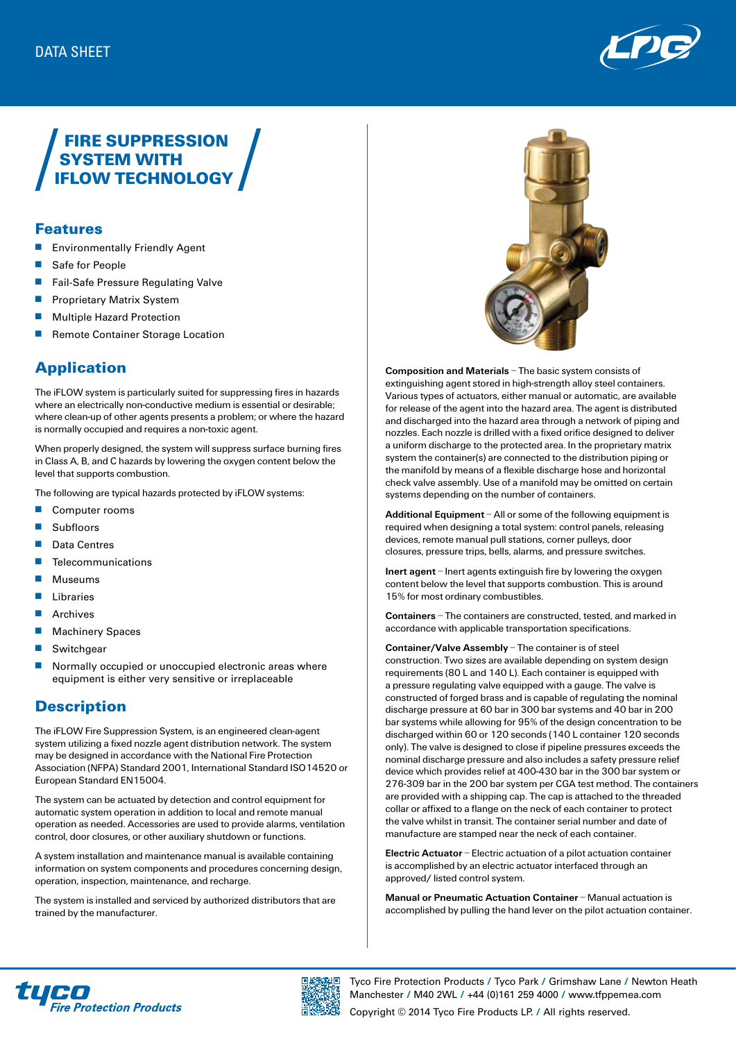DATA SHEET

# FIRE SUPPRESSION SYSTEM WITH IFLOW TECHNOLOGY

## Features

- Environmentally Friendly Agent
- Safe for People
- Fail-Safe Pressure Regulating Valve
- Proprietary Matrix System
- Multiple Hazard Protection
- Remote Container Storage Location

## Application

The iFLOW system is particularly suited for suppressing fires in hazards where an electrically non-conductive medium is essential or desirable; where clean-up of other agents presents a problem; or where the hazard is normally occupied and requires a non-toxic agent.

When properly designed, the system will suppress surface burning fires in Class A, B, and C hazards by lowering the oxygen content below the level that supports combustion.

The following are typical hazards protected by iFLOW systems:

- Computer rooms
- Subfloors
- Data Centres
- Telecommunications
- Museums
- Libraries
- Archives
- Machinery Spaces
- Switchgear
- Normally occupied or unoccupied electronic areas where equipment is either very sensitive or irreplaceable

## Description

The iFLOW Fire Suppression System, is an engineered clean-agent system utilizing a fixed nozzle agent distribution network. The system may be designed in accordance with the National Fire Protection Association (NFPA) Standard 2001, International Standard ISO14520 or European Standard EN15004.

The system can be actuated by detection and control equipment for automatic system operation in addition to local and remote manual operation as needed. Accessories are used to provide alarms, ventilation control, door closures, or other auxiliary shutdown or functions.

A system installation and maintenance manual is available containing information on system components and procedures concerning design, operation, inspection, maintenance, and recharge.

The system is installed and serviced by authorized distributors that are trained by the manufacturer.

**Composition and Materials** – The basic system consists of extinguishing agent stored in high-strength alloy steel containers. Various types of actuators, either manual or automatic, are available for release of the agent into the hazard area. The agent is distributed and discharged into the hazard area through a network of piping and nozzles. Each nozzle is drilled with a fixed orifice designed to deliver a uniform discharge to the protected area. In the proprietary matrix system the container(s) are connected to the distribution piping or the manifold by means of a flexible discharge hose and horizontal check valve assembly. Use of a manifold may be omitted on certain systems depending on the number of containers.

**Additional Equipment** – All or some of the following equipment is required when designing a total system: control panels, releasing devices, remote manual pull stations, corner pulleys, door closures, pressure trips, bells, alarms, and pressure switches.

**Inert agent** – Inert agents extinguish fire by lowering the oxygen content below the level that supports combustion. This is around 15% for most ordinary combustibles.

**Containers** – The containers are constructed, tested, and marked in accordance with applicable transportation specifications.

**Container/Valve Assembly** – The container is of steel construction. Two sizes are available depending on system design requirements (80 L and 140 L). Each container is equipped with a pressure regulating valve equipped with a gauge. The valve is constructed of forged brass and is capable of regulating the nominal discharge pressure at 60 bar in 300 bar systems and 40 bar in 200 bar systems while allowing for 95% of the design concentration to be discharged within 60 or 120 seconds (140 L container 120 seconds only). The valve is designed to close if pipeline pressures exceeds the nominal discharge pressure and also includes a safety pressure relief device which provides relief at 400-430 bar in the 300 bar system or 276-309 bar in the 200 bar system per CGA test method. The containers are provided with a shipping cap. The cap is attached to the threaded collar or affixed to a flange on the neck of each container to protect the valve whilst in transit. The container serial number and date of manufacture are stamped near the neck of each container.

**Electric Actuator** – Electric actuation of a pilot actuation container is accomplished by an electric actuator interfaced through an approved/ listed control system.

**Manual or Pneumatic Actuation Container** – Manual actuation is accomplished by pulling the hand lever on the pilot actuation container.

Tyco Fire Protection Products / Tyco Park / Grimshaw Lane / Newton Heath Manchester / M40 2WL / +44 (0)161 259 4000 / www.tfppemea.com

Copyright © 2014 Tyco Fire Products LP. / All rights reserved.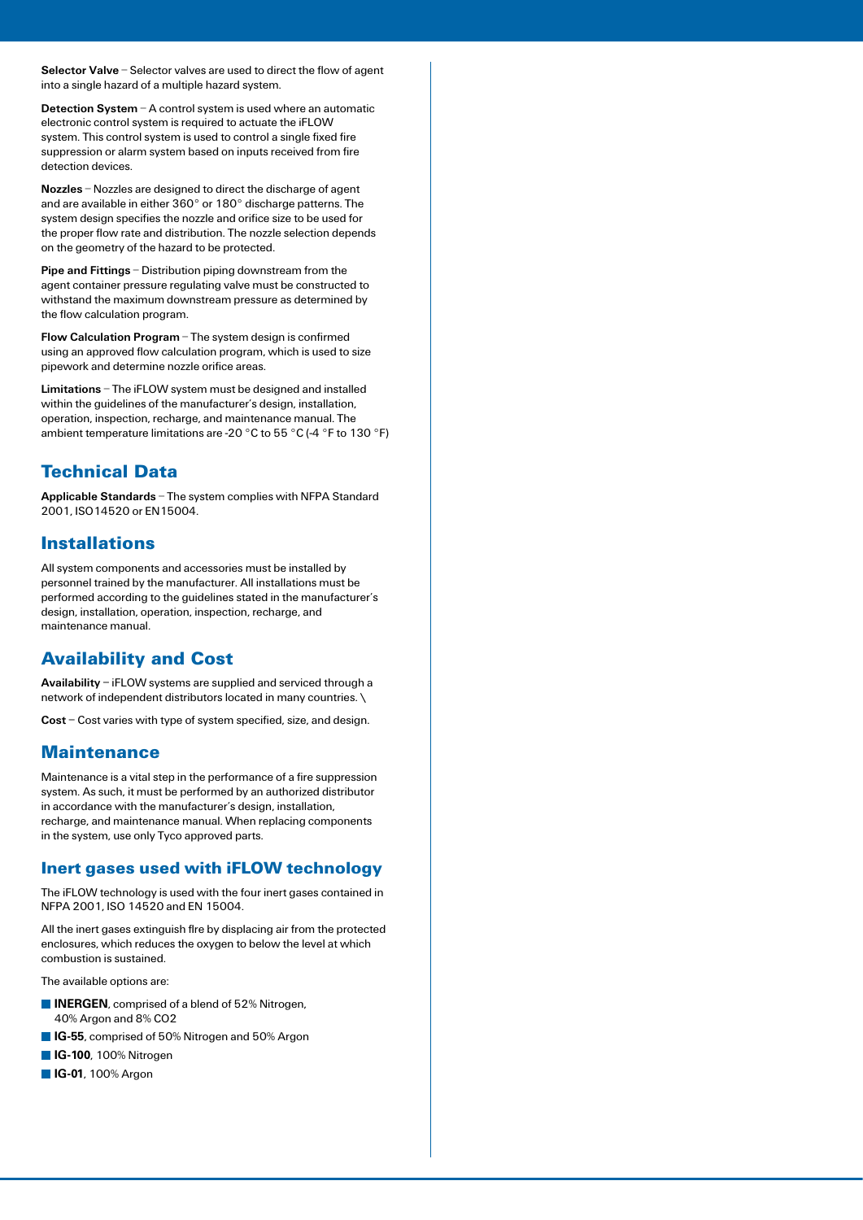**Selector Valve** – Selector valves are used to direct the flow of agent into a single hazard of a multiple hazard system.

**Detection System** – A control system is used where an automatic electronic control system is required to actuate the iFLOW system. This control system is used to control a single fixed fire suppression or alarm system based on inputs received from fire detection devices.

**Nozzles** – Nozzles are designed to direct the discharge of agent and are available in either 360° or 180° discharge patterns. The system design specifies the nozzle and orifice size to be used for the proper flow rate and distribution. The nozzle selection depends on the geometry of the hazard to be protected.

**Pipe and Fittings** – Distribution piping downstream from the agent container pressure regulating valve must be constructed to withstand the maximum downstream pressure as determined by the flow calculation program.

**Flow Calculation Program** – The system design is confirmed using an approved flow calculation program, which is used to size pipework and determine nozzle orifice areas.

**Limitations** – The iFLOW system must be designed and installed within the guidelines of the manufacturer's design, installation, operation, inspection, recharge, and maintenance manual. The ambient temperature limitations are -20 °C to 55 °C (-4 °F to 130 °F)

## Technical Data

**Applicable Standards** – The system complies with NFPA Standard 2001, ISO14520 or EN15004.

## Installations

All system components and accessories must be installed by personnel trained by the manufacturer. All installations must be performed according to the guidelines stated in the manufacturer's design, installation, operation, inspection, recharge, and maintenance manual.

## Availability and Cost

**Availability** – iFLOW systems are supplied and serviced through a network of independent distributors located in many countries. \

**Cost** – Cost varies with type of system specified, size, and design.

## Maintenance

Maintenance is a vital step in the performance of a fire suppression system. As such, it must be performed by an authorized distributor in accordance with the manufacturer's design, installation, recharge, and maintenance manual. When replacing components in the system, use only Tyco approved parts.

### Inert gases used with iFLOW technology

The iFLOW technology is used with the four inert gases contained in NFPA 2001, ISO 14520 and EN 15004.

All the inert gases extinguish fire by displacing air from the protected enclosures, which reduces the oxygen to below the level at which combustion is sustained.

The available options are:

- **INERGEN**, comprised of a blend of 52% Nitrogen, 40% Argon and 8% $CO_2$
- **IG-55**, comprised of 50% Nitrogen and 50% Argon
- **IG-100**, 100% Nitrogen
- **IG-01**, 100% Argon